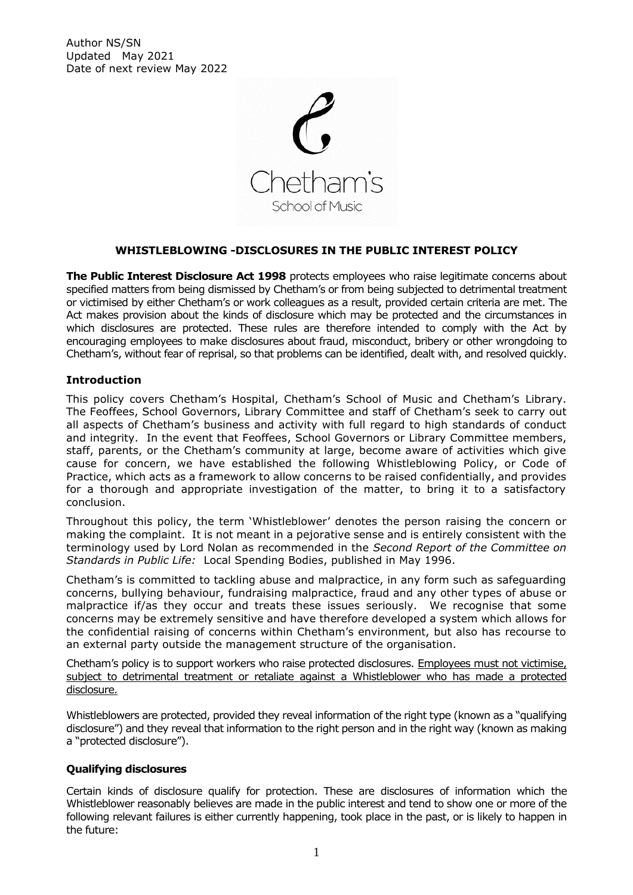Author NS/SN
Updated May 2021
Date of next review May 2022

## WHISTLEBLOWING -DISCLOSURES IN THE PUBLIC INTEREST POLICY

**The Public Interest Disclosure Act 1998** protects employees who raise legitimate concerns about specified matters from being dismissed by Chetham's or from being subjected to detrimental treatment or victimised by either Chetham's or work colleagues as a result, provided certain criteria are met. The Act makes provision about the kinds of disclosure which may be protected and the circumstances in which disclosures are protected. These rules are therefore intended to comply with the Act by encouraging employees to make disclosures about fraud, misconduct, bribery or other wrongdoing to Chetham's, without fear of reprisal, so that problems can be identified, dealt with, and resolved quickly.

### Introduction

This policy covers Chetham's Hospital, Chetham's School of Music and Chetham's Library. The Feoffees, School Governors, Library Committee and staff of Chetham's seek to carry out all aspects of Chetham's business and activity with full regard to high standards of conduct and integrity. In the event that Feoffees, School Governors or Library Committee members, staff, parents, or the Chetham's community at large, become aware of activities which give cause for concern, we have established the following Whistleblowing Policy, or Code of Practice, which acts as a framework to allow concerns to be raised confidentially, and provides for a thorough and appropriate investigation of the matter, to bring it to a satisfactory conclusion.

Throughout this policy, the term 'Whistleblower' denotes the person raising the concern or making the complaint. It is not meant in a pejorative sense and is entirely consistent with the terminology used by Lord Nolan as recommended in the *Second Report of the Committee on Standards in Public Life:* Local Spending Bodies, published in May 1996.

Chetham's is committed to tackling abuse and malpractice, in any form such as safeguarding concerns, bullying behaviour, fundraising malpractice, fraud and any other types of abuse or malpractice if/as they occur and treats these issues seriously. We recognise that some concerns may be extremely sensitive and have therefore developed a system which allows for the confidential raising of concerns within Chetham's environment, but also has recourse to an external party outside the management structure of the organisation.

Chetham's policy is to support workers who raise protected disclosures. <u>Employees must not victimise, subject to detrimental treatment or retaliate against a Whistleblower who has made a protected disclosure.</u>

Whistleblowers are protected, provided they reveal information of the right type (known as a "qualifying disclosure") and they reveal that information to the right person and in the right way (known as making a "protected disclosure").

### Qualifying disclosures

Certain kinds of disclosure qualify for protection. These are disclosures of information which the Whistleblower reasonably believes are made in the public interest and tend to show one or more of the following relevant failures is either currently happening, took place in the past, or is likely to happen in the future: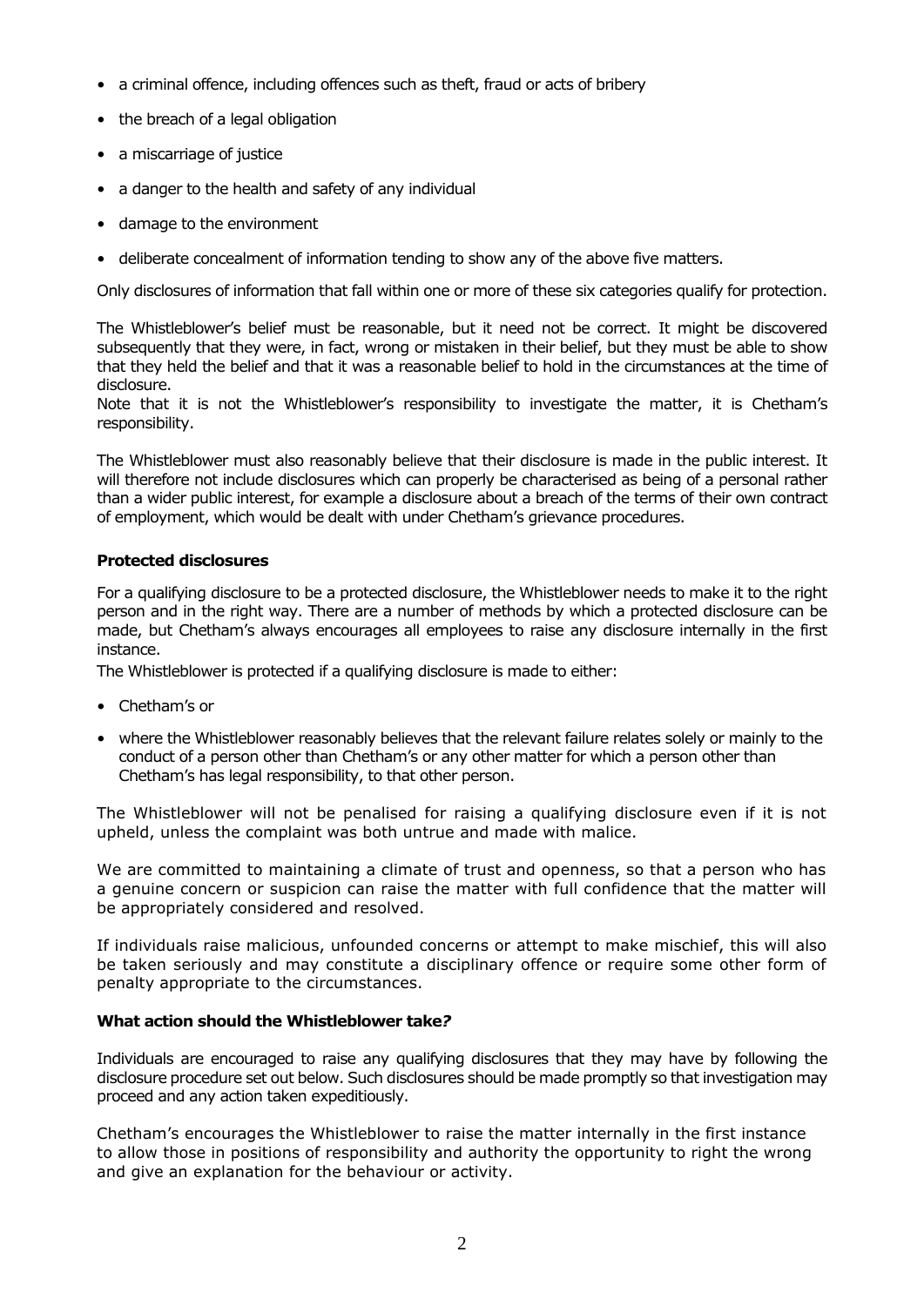- a criminal offence, including offences such as theft, fraud or acts of bribery
- the breach of a legal obligation
- a miscarriage of justice
- a danger to the health and safety of any individual
- damage to the environment
- deliberate concealment of information tending to show any of the above five matters.

Only disclosures of information that fall within one or more of these six categories qualify for protection.

The Whistleblower's belief must be reasonable, but it need not be correct. It might be discovered subsequently that they were, in fact, wrong or mistaken in their belief, but they must be able to show that they held the belief and that it was a reasonable belief to hold in the circumstances at the time of disclosure.
Note that it is not the Whistleblower's responsibility to investigate the matter, it is Chetham's responsibility.

The Whistleblower must also reasonably believe that their disclosure is made in the public interest. It will therefore not include disclosures which can properly be characterised as being of a personal rather than a wider public interest, for example a disclosure about a breach of the terms of their own contract of employment, which would be dealt with under Chetham's grievance procedures.

**Protected disclosures**

For a qualifying disclosure to be a protected disclosure, the Whistleblower needs to make it to the right person and in the right way. There are a number of methods by which a protected disclosure can be made, but Chetham's always encourages all employees to raise any disclosure internally in the first instance.
The Whistleblower is protected if a qualifying disclosure is made to either:

- Chetham's or
- where the Whistleblower reasonably believes that the relevant failure relates solely or mainly to the conduct of a person other than Chetham's or any other matter for which a person other than Chetham's has legal responsibility, to that other person.

The Whistleblower will not be penalised for raising a qualifying disclosure even if it is not upheld, unless the complaint was both untrue and made with malice.

We are committed to maintaining a climate of trust and openness, so that a person who has a genuine concern or suspicion can raise the matter with full confidence that the matter will be appropriately considered and resolved.

If individuals raise malicious, unfounded concerns or attempt to make mischief, this will also be taken seriously and may constitute a disciplinary offence or require some other form of penalty appropriate to the circumstances.

**What action should the Whistleblower take?**

Individuals are encouraged to raise any qualifying disclosures that they may have by following the disclosure procedure set out below. Such disclosures should be made promptly so that investigation may proceed and any action taken expeditiously.

Chetham's encourages the Whistleblower to raise the matter internally in the first instance to allow those in positions of responsibility and authority the opportunity to right the wrong and give an explanation for the behaviour or activity.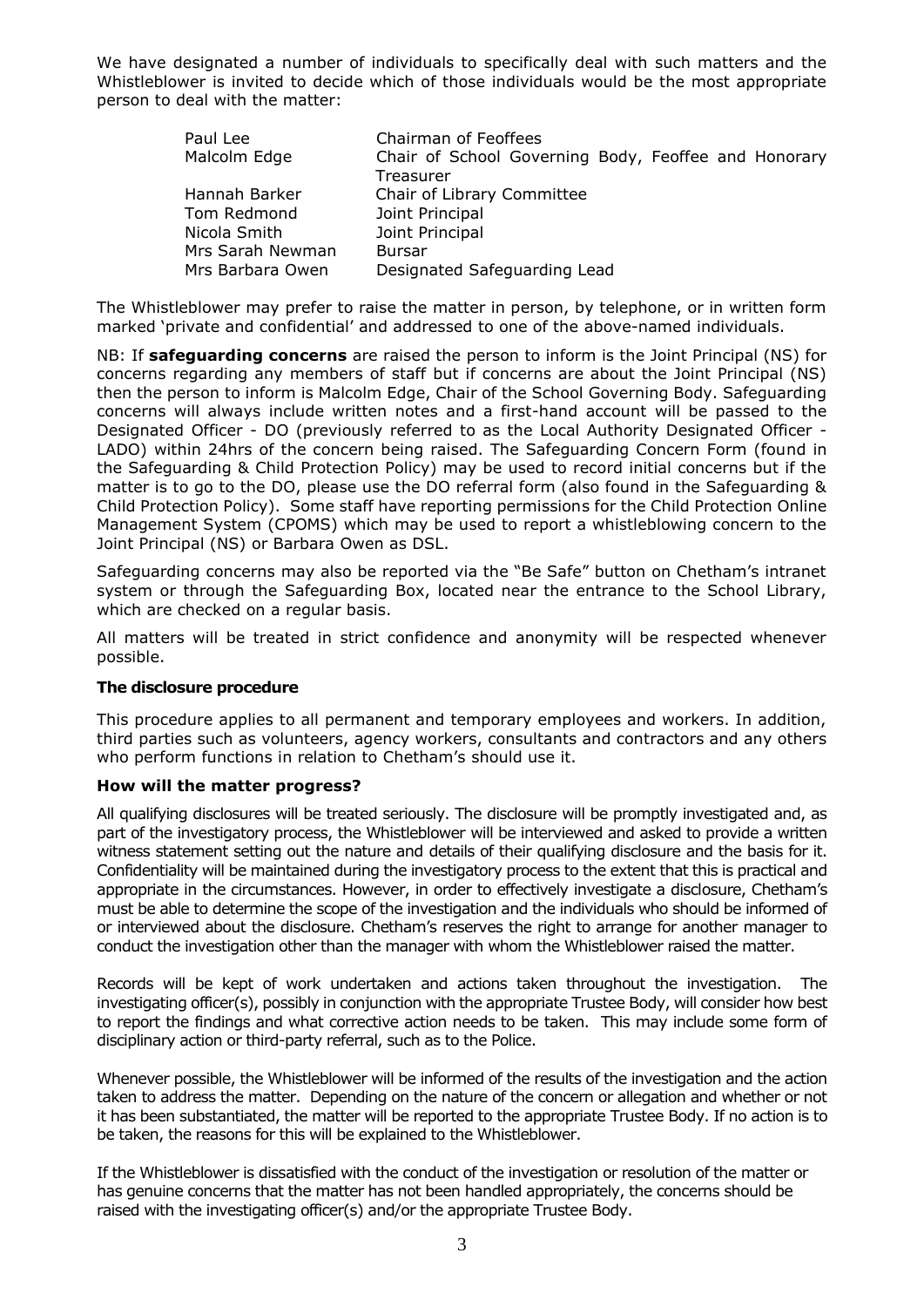We have designated a number of individuals to specifically deal with such matters and the Whistleblower is invited to decide which of those individuals would be the most appropriate person to deal with the matter:

| | |
|---|---|
| Paul Lee | Chairman of Feoffees |
| Malcolm Edge | Chair of School Governing Body, Feoffee and Honorary Treasurer |
| Hannah Barker | Chair of Library Committee |
| Tom Redmond | Joint Principal |
| Nicola Smith | Joint Principal |
| Mrs Sarah Newman | Bursar |
| Mrs Barbara Owen | Designated Safeguarding Lead |

The Whistleblower may prefer to raise the matter in person, by telephone, or in written form marked 'private and confidential' and addressed to one of the above-named individuals.

NB: If **safeguarding concerns** are raised the person to inform is the Joint Principal (NS) for concerns regarding any members of staff but if concerns are about the Joint Principal (NS) then the person to inform is Malcolm Edge, Chair of the School Governing Body. Safeguarding concerns will always include written notes and a first-hand account will be passed to the Designated Officer - DO (previously referred to as the Local Authority Designated Officer - LADO) within 24hrs of the concern being raised. The Safeguarding Concern Form (found in the Safeguarding & Child Protection Policy) may be used to record initial concerns but if the matter is to go to the DO, please use the DO referral form (also found in the Safeguarding & Child Protection Policy). Some staff have reporting permissions for the Child Protection Online Management System (CPOMS) which may be used to report a whistleblowing concern to the Joint Principal (NS) or Barbara Owen as DSL.

Safeguarding concerns may also be reported via the "Be Safe" button on Chetham's intranet system or through the Safeguarding Box, located near the entrance to the School Library, which are checked on a regular basis.

All matters will be treated in strict confidence and anonymity will be respected whenever possible.

**The disclosure procedure**

This procedure applies to all permanent and temporary employees and workers. In addition, third parties such as volunteers, agency workers, consultants and contractors and any others who perform functions in relation to Chetham's should use it.

**How will the matter progress?**

All qualifying disclosures will be treated seriously. The disclosure will be promptly investigated and, as part of the investigatory process, the Whistleblower will be interviewed and asked to provide a written witness statement setting out the nature and details of their qualifying disclosure and the basis for it. Confidentiality will be maintained during the investigatory process to the extent that this is practical and appropriate in the circumstances. However, in order to effectively investigate a disclosure, Chetham's must be able to determine the scope of the investigation and the individuals who should be informed of or interviewed about the disclosure. Chetham's reserves the right to arrange for another manager to conduct the investigation other than the manager with whom the Whistleblower raised the matter.

Records will be kept of work undertaken and actions taken throughout the investigation. The investigating officer(s), possibly in conjunction with the appropriate Trustee Body, will consider how best to report the findings and what corrective action needs to be taken. This may include some form of disciplinary action or third-party referral, such as to the Police.

Whenever possible, the Whistleblower will be informed of the results of the investigation and the action taken to address the matter. Depending on the nature of the concern or allegation and whether or not it has been substantiated, the matter will be reported to the appropriate Trustee Body. If no action is to be taken, the reasons for this will be explained to the Whistleblower.

If the Whistleblower is dissatisfied with the conduct of the investigation or resolution of the matter or has genuine concerns that the matter has not been handled appropriately, the concerns should be raised with the investigating officer(s) and/or the appropriate Trustee Body.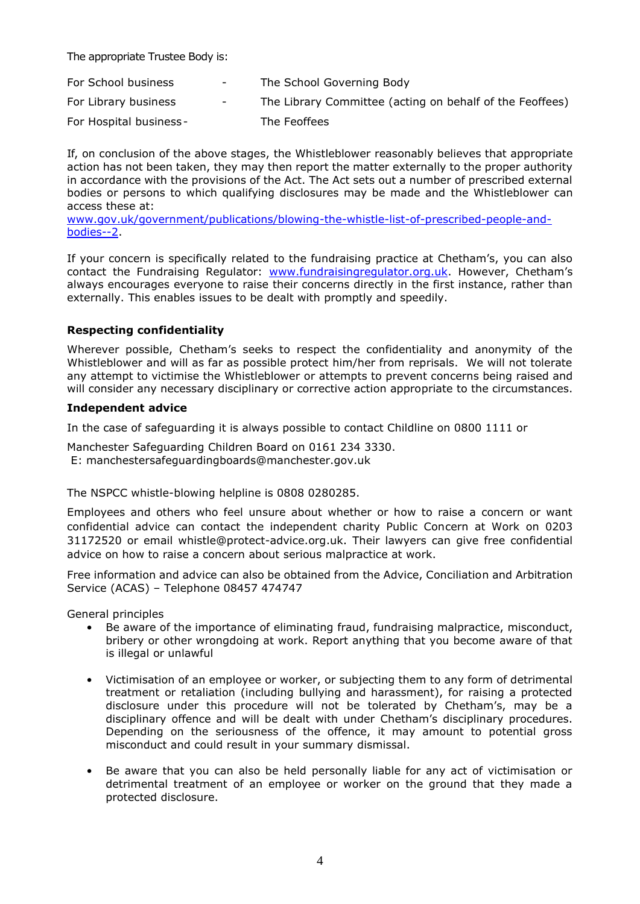The appropriate Trustee Body is:

| | | |
|---|---|---|
| For School business | - | The School Governing Body |
| For Library business | - | The Library Committee (acting on behalf of the Feoffees) |
| For Hospital business | - | The Feoffees |

If, on conclusion of the above stages, the Whistleblower reasonably believes that appropriate action has not been taken, they may then report the matter externally to the proper authority in accordance with the provisions of the Act. The Act sets out a number of prescribed external bodies or persons to which qualifying disclosures may be made and the Whistleblower can access these at: [www.gov.uk/government/publications/blowing-the-whistle-list-of-prescribed-people-and-bodies--2](www.gov.uk/government/publications/blowing-the-whistle-list-of-prescribed-people-and-bodies--2).

If your concern is specifically related to the fundraising practice at Chetham's, you can also contact the Fundraising Regulator: [www.fundraisingregulator.org.uk](www.fundraisingregulator.org.uk). However, Chetham's always encourages everyone to raise their concerns directly in the first instance, rather than externally. This enables issues to be dealt with promptly and speedily.

**Respecting confidentiality**

Wherever possible, Chetham's seeks to respect the confidentiality and anonymity of the Whistleblower and will as far as possible protect him/her from reprisals. We will not tolerate any attempt to victimise the Whistleblower or attempts to prevent concerns being raised and will consider any necessary disciplinary or corrective action appropriate to the circumstances.

**Independent advice**

In the case of safeguarding it is always possible to contact Childline on 0800 1111 or

Manchester Safeguarding Children Board on 0161 234 3330.
E: manchestersafeguardingboards@manchester.gov.uk

The NSPCC whistle-blowing helpline is 0808 0280285.

Employees and others who feel unsure about whether or how to raise a concern or want confidential advice can contact the independent charity Public Concern at Work on 0203 31172520 or email whistle@protect-advice.org.uk. Their lawyers can give free confidential advice on how to raise a concern about serious malpractice at work.

Free information and advice can also be obtained from the Advice, Conciliation and Arbitration Service (ACAS) – Telephone 08457 474747

General principles

- Be aware of the importance of eliminating fraud, fundraising malpractice, misconduct, bribery or other wrongdoing at work. Report anything that you become aware of that is illegal or unlawful
- Victimisation of an employee or worker, or subjecting them to any form of detrimental treatment or retaliation (including bullying and harassment), for raising a protected disclosure under this procedure will not be tolerated by Chetham's, may be a disciplinary offence and will be dealt with under Chetham's disciplinary procedures. Depending on the seriousness of the offence, it may amount to potential gross misconduct and could result in your summary dismissal.
- Be aware that you can also be held personally liable for any act of victimisation or detrimental treatment of an employee or worker on the ground that they made a protected disclosure.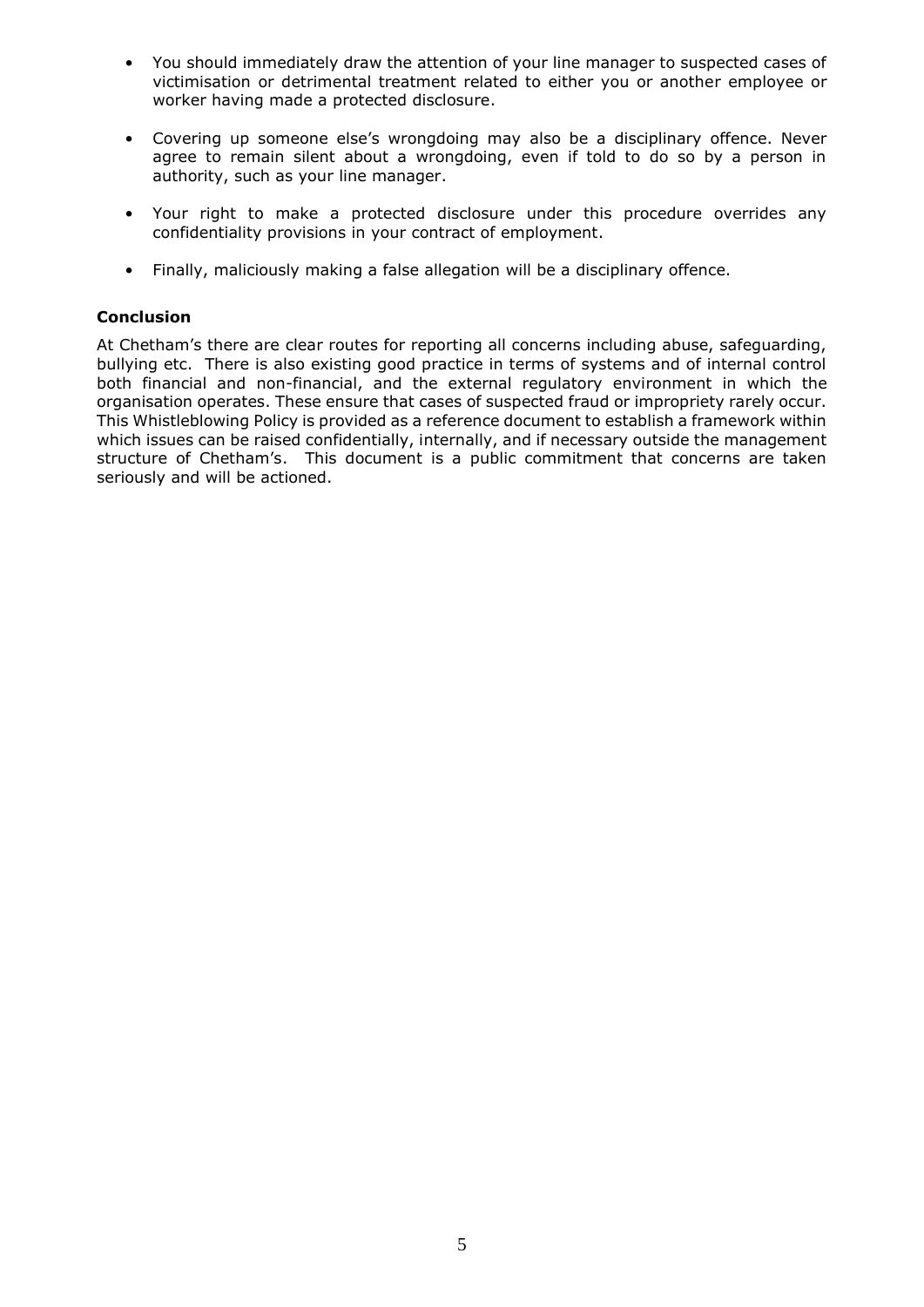- You should immediately draw the attention of your line manager to suspected cases of victimisation or detrimental treatment related to either you or another employee or worker having made a protected disclosure.

- Covering up someone else's wrongdoing may also be a disciplinary offence. Never agree to remain silent about a wrongdoing, even if told to do so by a person in authority, such as your line manager.

- Your right to make a protected disclosure under this procedure overrides any confidentiality provisions in your contract of employment.

- Finally, maliciously making a false allegation will be a disciplinary offence.

### Conclusion

At Chetham's there are clear routes for reporting all concerns including abuse, safeguarding, bullying etc. There is also existing good practice in terms of systems and of internal control both financial and non-financial, and the external regulatory environment in which the organisation operates. These ensure that cases of suspected fraud or impropriety rarely occur. This Whistleblowing Policy is provided as a reference document to establish a framework within which issues can be raised confidentially, internally, and if necessary outside the management structure of Chetham's. This document is a public commitment that concerns are taken seriously and will be actioned.